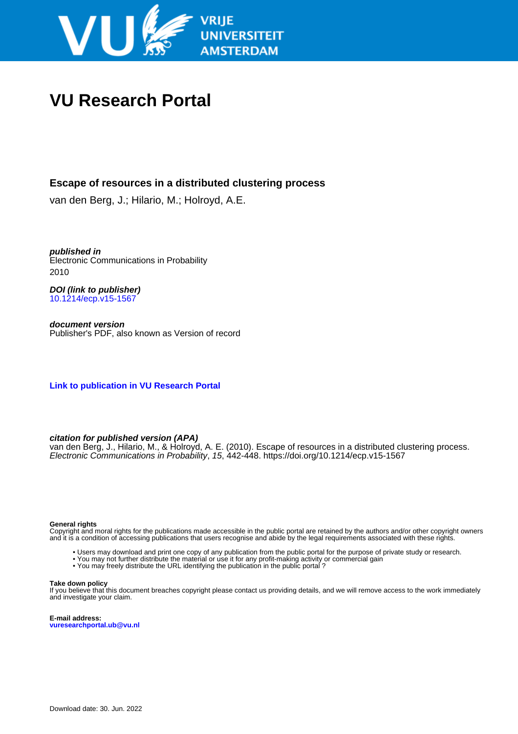# VU Research Portal

## Escape of resources in a distributed clustering process

van den Berg, J.; Hilario, M.; Holroyd, A.E.

***published in***
Electronic Communications in Probability
2010

***DOI (link to publisher)***
10.1214/ecp.v15-1567

***document version***
Publisher's PDF, also known as Version of record

**Link to publication in VU Research Portal**

***citation for published version (APA)***
van den Berg, J., Hilario, M., & Holroyd, A. E. (2010). Escape of resources in a distributed clustering process. *Electronic Communications in Probability*, *15*, 442-448. https://doi.org/10.1214/ecp.v15-1567

**General rights**
Copyright and moral rights for the publications made accessible in the public portal are retained by the authors and/or other copyright owners and it is a condition of accessing publications that users recognise and abide by the legal requirements associated with these rights.

- Users may download and print one copy of any publication from the public portal for the purpose of private study or research.
- You may not further distribute the material or use it for any profit-making activity or commercial gain
- You may freely distribute the URL identifying the publication in the public portal ?

**Take down policy**
If you believe that this document breaches copyright please contact us providing details, and we will remove access to the work immediately and investigate your claim.

**E-mail address:**
**vuresearchportal.ub@vu.nl**

Download date: 30. Jun. 2022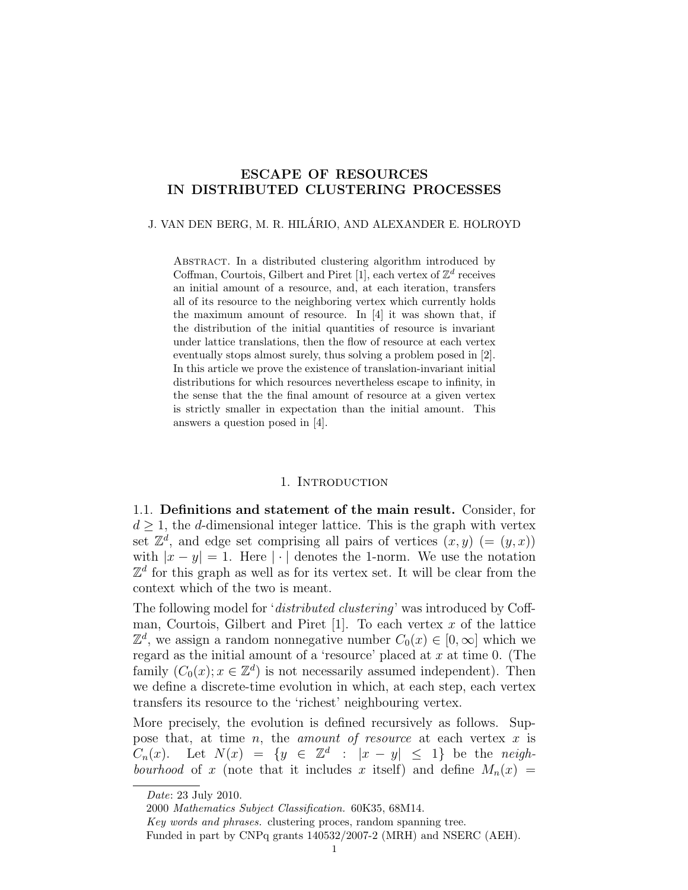# ESCAPE OF RESOURCES IN DISTRIBUTED CLUSTERING PROCESSES

J. VAN DEN BERG, M. R. HILÁRIO, AND ALEXANDER E. HOLROYD

Abstract. In a distributed clustering algorithm introduced by Coffman, Courtois, Gilbert and Piret [1], each vertex of $\mathbb{Z}^d$ receives an initial amount of a resource, and, at each iteration, transfers all of its resource to the neighboring vertex which currently holds the maximum amount of resource. In [4] it was shown that, if the distribution of the initial quantities of resource is invariant under lattice translations, then the flow of resource at each vertex eventually stops almost surely, thus solving a problem posed in [2]. In this article we prove the existence of translation-invariant initial distributions for which resources nevertheless escape to infinity, in the sense that the the final amount of resource at a given vertex is strictly smaller in expectation than the initial amount. This answers a question posed in [4].

## 1. Introduction

**1.1. Definitions and statement of the main result.** Consider, for $d \geq 1$, the $d$-dimensional integer lattice. This is the graph with vertex set $\mathbb{Z}^d$, and edge set comprising all pairs of vertices $(x, y)$ $(= (y, x))$ with $|x - y| = 1$. Here $|\cdot|$ denotes the 1-norm. We use the notation $\mathbb{Z}^d$ for this graph as well as for its vertex set. It will be clear from the context which of the two is meant.

The following model for '*distributed clustering*' was introduced by Coffman, Courtois, Gilbert and Piret [1]. To each vertex $x$ of the lattice $\mathbb{Z}^d$, we assign a random nonnegative number $C_0(x) \in [0, \infty]$ which we regard as the initial amount of a 'resource' placed at $x$ at time 0. (The family $(C_0(x); x \in \mathbb{Z}^d)$ is not necessarily assumed independent). Then we define a discrete-time evolution in which, at each step, each vertex transfers its resource to the 'richest' neighbouring vertex.

More precisely, the evolution is defined recursively as follows. Suppose that, at time $n$, the *amount of resource* at each vertex $x$ is $C_n(x)$. Let $N(x) = \{y \in \mathbb{Z}^d : |x - y| \leq 1\}$ be the *neighbourhood* of $x$ (note that it includes $x$ itself) and define $M_n(x) =$

*Date*: 23 July 2010.

2000 *Mathematics Subject Classification.* 60K35, 68M14.

*Key words and phrases.* clustering proces, random spanning tree.

Funded in part by CNPq grants 140532/2007-2 (MRH) and NSERC (AEH).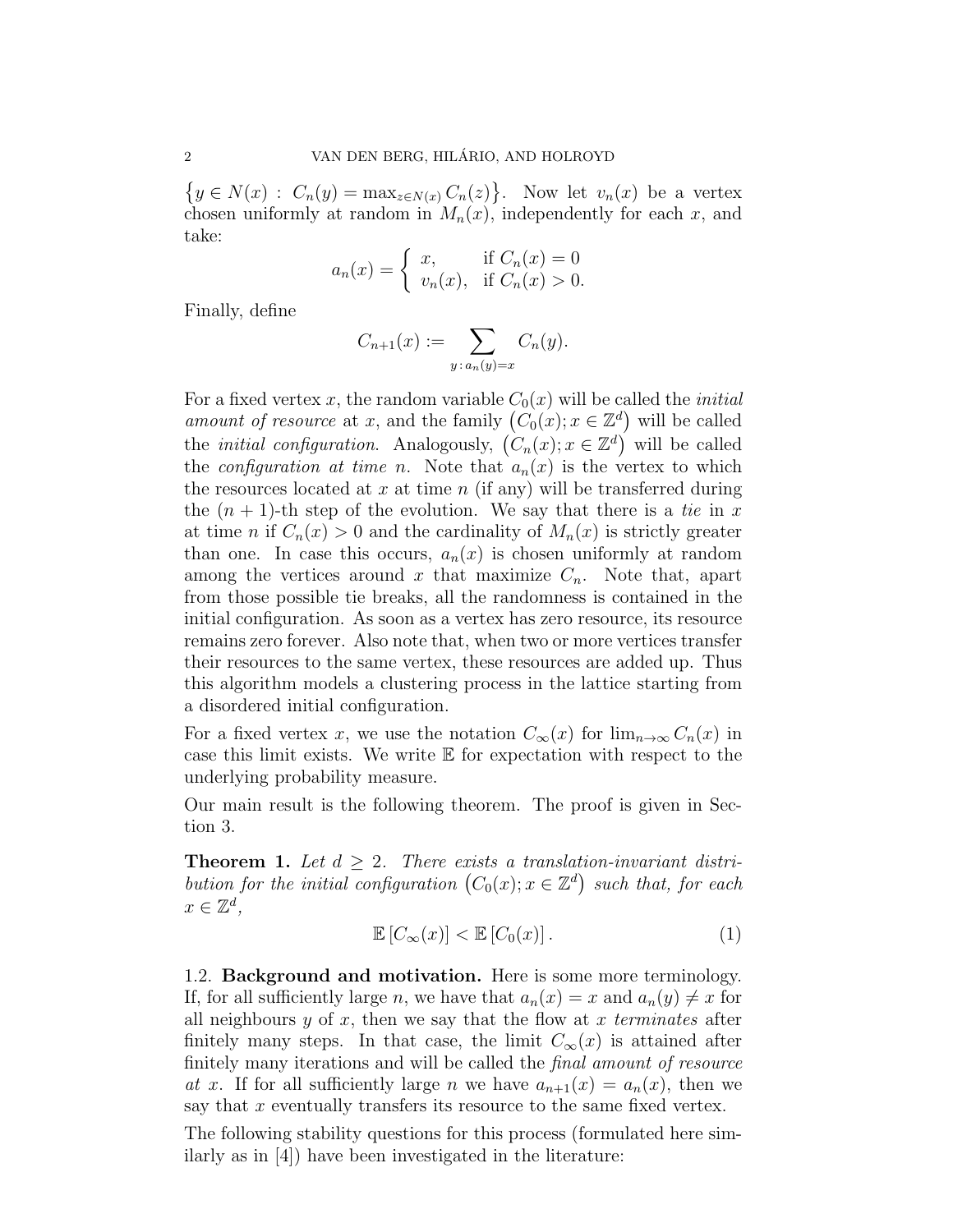$\{y \in N(x) : C_n(y) = \max_{z \in N(x)} C_n(z)\}$. Now let $v_n(x)$ be a vertex chosen uniformly at random in $M_n(x)$, independently for each $x$, and take:

$$a_n(x) = \begin{cases} x, & \text{if } C_n(x) = 0 \\ v_n(x), & \text{if } C_n(x) > 0. \end{cases}$$

Finally, define

$$C_{n+1}(x) := \sum_{y \,:\, a_n(y) = x} C_n(y).$$

For a fixed vertex $x$, the random variable $C_0(x)$ will be called the *initial amount of resource* at $x$, and the family $\left(C_0(x); x \in \mathbb{Z}^d\right)$ will be called the *initial configuration*. Analogously, $\left(C_n(x); x \in \mathbb{Z}^d\right)$ will be called the *configuration at time $n$*. Note that $a_n(x)$ is the vertex to which the resources located at $x$ at time $n$ (if any) will be transferred during the $(n+1)$-th step of the evolution. We say that there is a *tie* in $x$ at time $n$ if $C_n(x) > 0$ and the cardinality of $M_n(x)$ is strictly greater than one. In case this occurs, $a_n(x)$ is chosen uniformly at random among the vertices around $x$ that maximize $C_n$. Note that, apart from those possible tie breaks, all the randomness is contained in the initial configuration. As soon as a vertex has zero resource, its resource remains zero forever. Also note that, when two or more vertices transfer their resources to the same vertex, these resources are added up. Thus this algorithm models a clustering process in the lattice starting from a disordered initial configuration.

For a fixed vertex $x$, we use the notation $C_\infty(x)$ for $\lim_{n\to\infty} C_n(x)$ in case this limit exists. We write $\mathbb{E}$ for expectation with respect to the underlying probability measure.

Our main result is the following theorem. The proof is given in Section 3.

**Theorem 1.** *Let $d \geq 2$. There exists a translation-invariant distribution for the initial configuration $\left(C_0(x); x \in \mathbb{Z}^d\right)$ such that, for each $x \in \mathbb{Z}^d$,*

$$\mathbb{E}\left[C_\infty(x)\right] < \mathbb{E}\left[C_0(x)\right]. \tag{1}$$

### 1.2. Background and motivation.

Here is some more terminology. If, for all sufficiently large $n$, we have that $a_n(x) = x$ and $a_n(y) \neq x$ for all neighbours $y$ of $x$, then we say that the flow at $x$ *terminates* after finitely many steps. In that case, the limit $C_\infty(x)$ is attained after finitely many iterations and will be called the *final amount of resource at $x$*. If for all sufficiently large $n$ we have $a_{n+1}(x) = a_n(x)$, then we say that $x$ eventually transfers its resource to the same fixed vertex.

The following stability questions for this process (formulated here similarly as in [4]) have been investigated in the literature: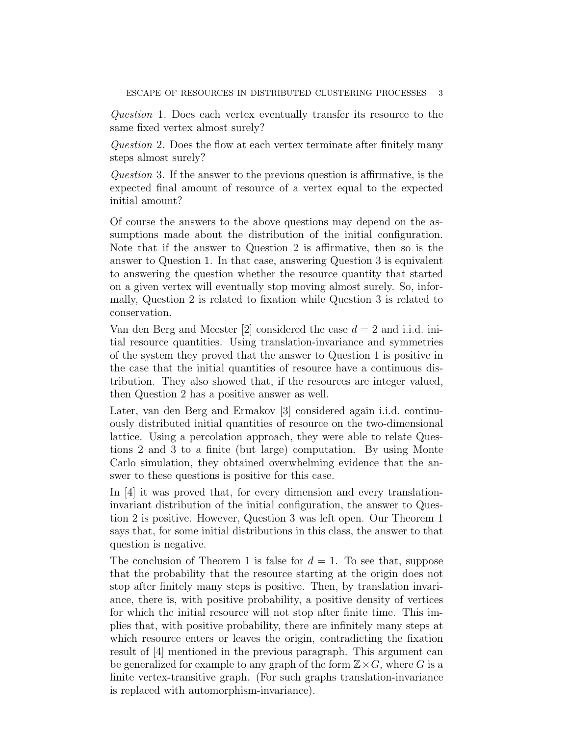*Question* 1. Does each vertex eventually transfer its resource to the same fixed vertex almost surely?

*Question* 2. Does the flow at each vertex terminate after finitely many steps almost surely?

*Question* 3. If the answer to the previous question is affirmative, is the expected final amount of resource of a vertex equal to the expected initial amount?

Of course the answers to the above questions may depend on the assumptions made about the distribution of the initial configuration. Note that if the answer to Question 2 is affirmative, then so is the answer to Question 1. In that case, answering Question 3 is equivalent to answering the question whether the resource quantity that started on a given vertex will eventually stop moving almost surely. So, informally, Question 2 is related to fixation while Question 3 is related to conservation.

Van den Berg and Meester [2] considered the case $d = 2$ and i.i.d. initial resource quantities. Using translation-invariance and symmetries of the system they proved that the answer to Question 1 is positive in the case that the initial quantities of resource have a continuous distribution. They also showed that, if the resources are integer valued, then Question 2 has a positive answer as well.

Later, van den Berg and Ermakov [3] considered again i.i.d. continuously distributed initial quantities of resource on the two-dimensional lattice. Using a percolation approach, they were able to relate Questions 2 and 3 to a finite (but large) computation. By using Monte Carlo simulation, they obtained overwhelming evidence that the answer to these questions is positive for this case.

In [4] it was proved that, for every dimension and every translation-invariant distribution of the initial configuration, the answer to Question 2 is positive. However, Question 3 was left open. Our Theorem 1 says that, for some initial distributions in this class, the answer to that question is negative.

The conclusion of Theorem 1 is false for $d = 1$. To see that, suppose that the probability that the resource starting at the origin does not stop after finitely many steps is positive. Then, by translation invariance, there is, with positive probability, a positive density of vertices for which the initial resource will not stop after finite time. This implies that, with positive probability, there are infinitely many steps at which resource enters or leaves the origin, contradicting the fixation result of [4] mentioned in the previous paragraph. This argument can be generalized for example to any graph of the form $\mathbb{Z} \times G$, where $G$ is a finite vertex-transitive graph. (For such graphs translation-invariance is replaced with automorphism-invariance).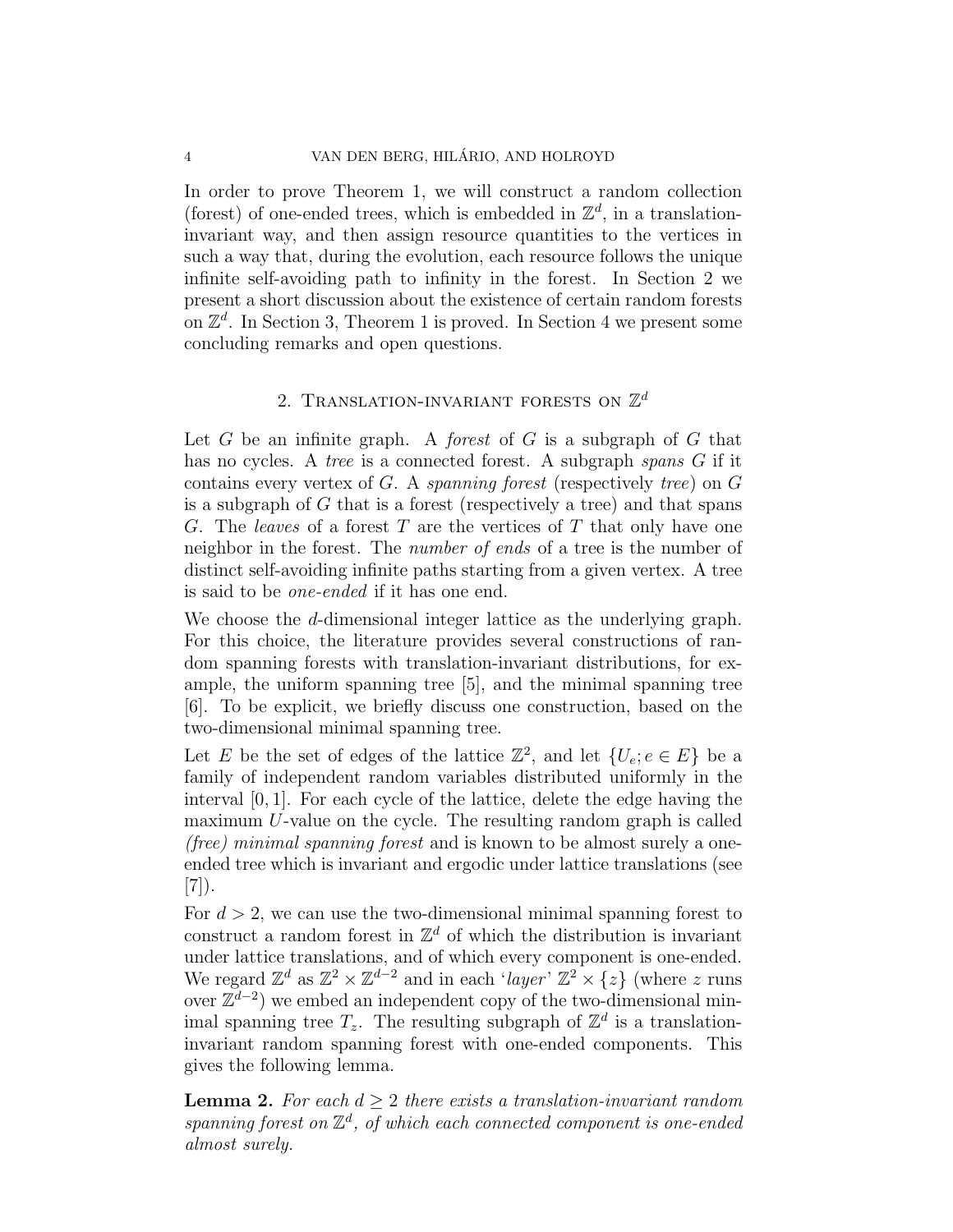In order to prove Theorem 1, we will construct a random collection (forest) of one-ended trees, which is embedded in $\mathbb{Z}^d$, in a translation-invariant way, and then assign resource quantities to the vertices in such a way that, during the evolution, each resource follows the unique infinite self-avoiding path to infinity in the forest. In Section 2 we present a short discussion about the existence of certain random forests on $\mathbb{Z}^d$. In Section 3, Theorem 1 is proved. In Section 4 we present some concluding remarks and open questions.

## 2. Translation-invariant forests on $\mathbb{Z}^d$

Let $G$ be an infinite graph. A *forest* of $G$ is a subgraph of $G$ that has no cycles. A *tree* is a connected forest. A subgraph *spans* $G$ if it contains every vertex of $G$. A *spanning forest* (respectively *tree*) on $G$ is a subgraph of $G$ that is a forest (respectively a tree) and that spans $G$. The *leaves* of a forest $T$ are the vertices of $T$ that only have one neighbor in the forest. The *number of ends* of a tree is the number of distinct self-avoiding infinite paths starting from a given vertex. A tree is said to be *one-ended* if it has one end.

We choose the $d$-dimensional integer lattice as the underlying graph. For this choice, the literature provides several constructions of random spanning forests with translation-invariant distributions, for example, the uniform spanning tree [5], and the minimal spanning tree [6]. To be explicit, we briefly discuss one construction, based on the two-dimensional minimal spanning tree.

Let $E$ be the set of edges of the lattice $\mathbb{Z}^2$, and let $\{U_e; e \in E\}$ be a family of independent random variables distributed uniformly in the interval $[0, 1]$. For each cycle of the lattice, delete the edge having the maximum $U$-value on the cycle. The resulting random graph is called *(free) minimal spanning forest* and is known to be almost surely a one-ended tree which is invariant and ergodic under lattice translations (see [7]).

For $d > 2$, we can use the two-dimensional minimal spanning forest to construct a random forest in $\mathbb{Z}^d$ of which the distribution is invariant under lattice translations, and of which every component is one-ended. We regard $\mathbb{Z}^d$ as $\mathbb{Z}^2 \times \mathbb{Z}^{d-2}$ and in each '*layer*' $\mathbb{Z}^2 \times \{z\}$ (where $z$ runs over $\mathbb{Z}^{d-2}$) we embed an independent copy of the two-dimensional minimal spanning tree $T_z$. The resulting subgraph of $\mathbb{Z}^d$ is a translation-invariant random spanning forest with one-ended components. This gives the following lemma.

**Lemma 2.** *For each $d \geq 2$ there exists a translation-invariant random spanning forest on $\mathbb{Z}^d$, of which each connected component is one-ended almost surely.*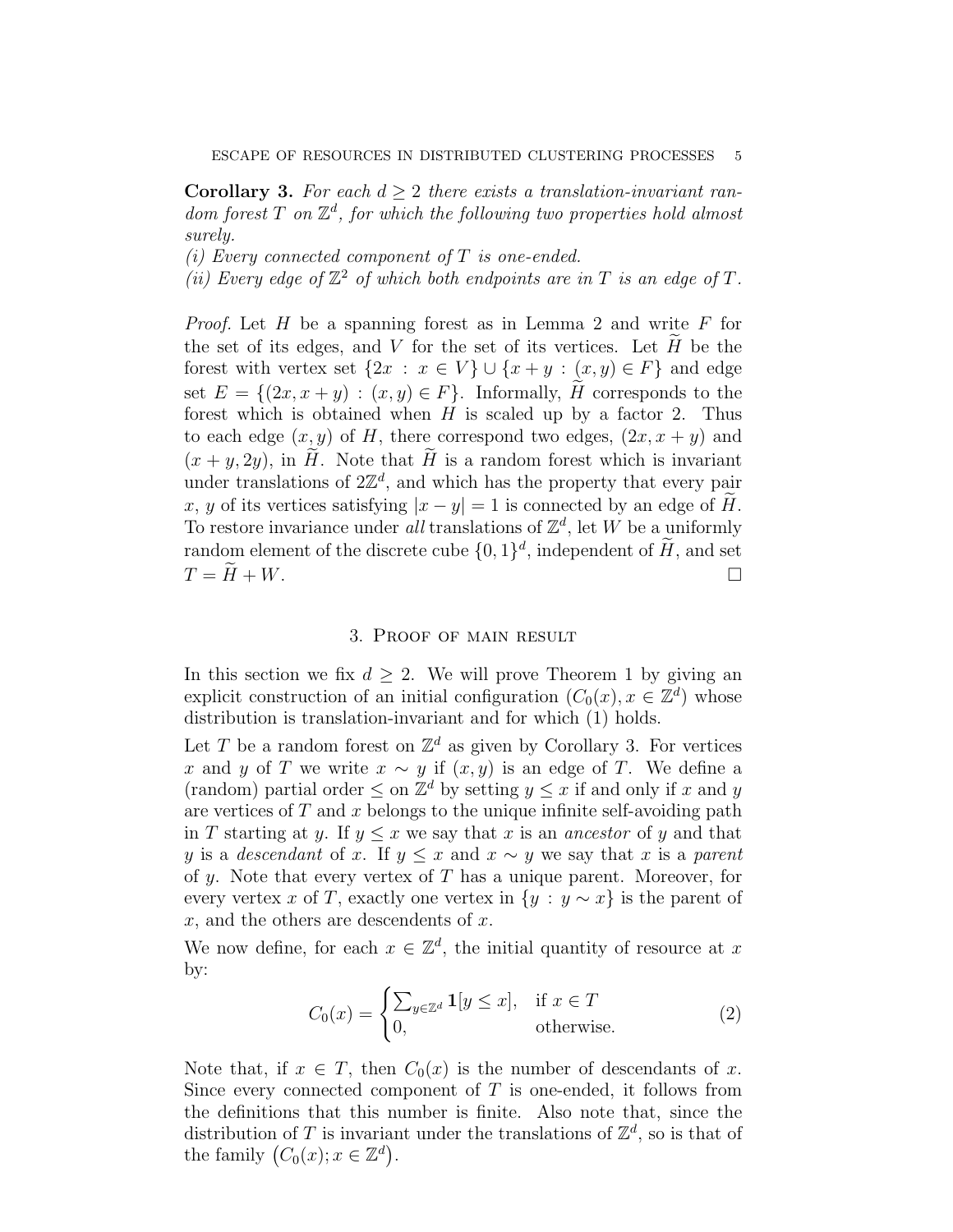**Corollary 3.** *For each $d \geq 2$ there exists a translation-invariant random forest $T$ on $\mathbb{Z}^d$, for which the following two properties hold almost surely.*
*(i) Every connected component of $T$ is one-ended.*
*(ii) Every edge of $\mathbb{Z}^2$ of which both endpoints are in $T$ is an edge of $T$.*

*Proof.* Let $H$ be a spanning forest as in Lemma 2 and write $F$ for the set of its edges, and $V$ for the set of its vertices. Let $\widetilde{H}$ be the forest with vertex set $\{2x : x \in V\} \cup \{x + y : (x, y) \in F\}$ and edge set $E = \{(2x, x + y) : (x, y) \in F\}$. Informally, $\widetilde{H}$ corresponds to the forest which is obtained when $H$ is scaled up by a factor 2. Thus to each edge $(x, y)$ of $H$, there correspond two edges, $(2x, x + y)$ and $(x + y, 2y)$, in $\widetilde{H}$. Note that $\widetilde{H}$ is a random forest which is invariant under translations of $2\mathbb{Z}^d$, and which has the property that every pair $x$, $y$ of its vertices satisfying $|x - y| = 1$ is connected by an edge of $\widetilde{H}$. To restore invariance under *all* translations of $\mathbb{Z}^d$, let $W$ be a uniformly random element of the discrete cube $\{0, 1\}^d$, independent of $\widetilde{H}$, and set $T = \widetilde{H} + W$. □

## 3. Proof of main result

In this section we fix $d \geq 2$. We will prove Theorem 1 by giving an explicit construction of an initial configuration $(C_0(x), x \in \mathbb{Z}^d)$ whose distribution is translation-invariant and for which (1) holds.

Let $T$ be a random forest on $\mathbb{Z}^d$ as given by Corollary 3. For vertices $x$ and $y$ of $T$ we write $x \sim y$ if $(x, y)$ is an edge of $T$. We define a (random) partial order $\leq$ on $\mathbb{Z}^d$ by setting $y \leq x$ if and only if $x$ and $y$ are vertices of $T$ and $x$ belongs to the unique infinite self-avoiding path in $T$ starting at $y$. If $y \leq x$ we say that $x$ is an *ancestor* of $y$ and that $y$ is a *descendant* of $x$. If $y \leq x$ and $x \sim y$ we say that $x$ is a *parent* of $y$. Note that every vertex of $T$ has a unique parent. Moreover, for every vertex $x$ of $T$, exactly one vertex in $\{y : y \sim x\}$ is the parent of $x$, and the others are descendents of $x$.

We now define, for each $x \in \mathbb{Z}^d$, the initial quantity of resource at $x$ by:

$$C_0(x) = \begin{cases} \sum_{y \in \mathbb{Z}^d} \mathbf{1}[y \leq x], & \text{if } x \in T \\ 0, & \text{otherwise.} \end{cases} \tag{2}$$

Note that, if $x \in T$, then $C_0(x)$ is the number of descendants of $x$. Since every connected component of $T$ is one-ended, it follows from the definitions that this number is finite. Also note that, since the distribution of $T$ is invariant under the translations of $\mathbb{Z}^d$, so is that of the family $\big(C_0(x); x \in \mathbb{Z}^d\big)$.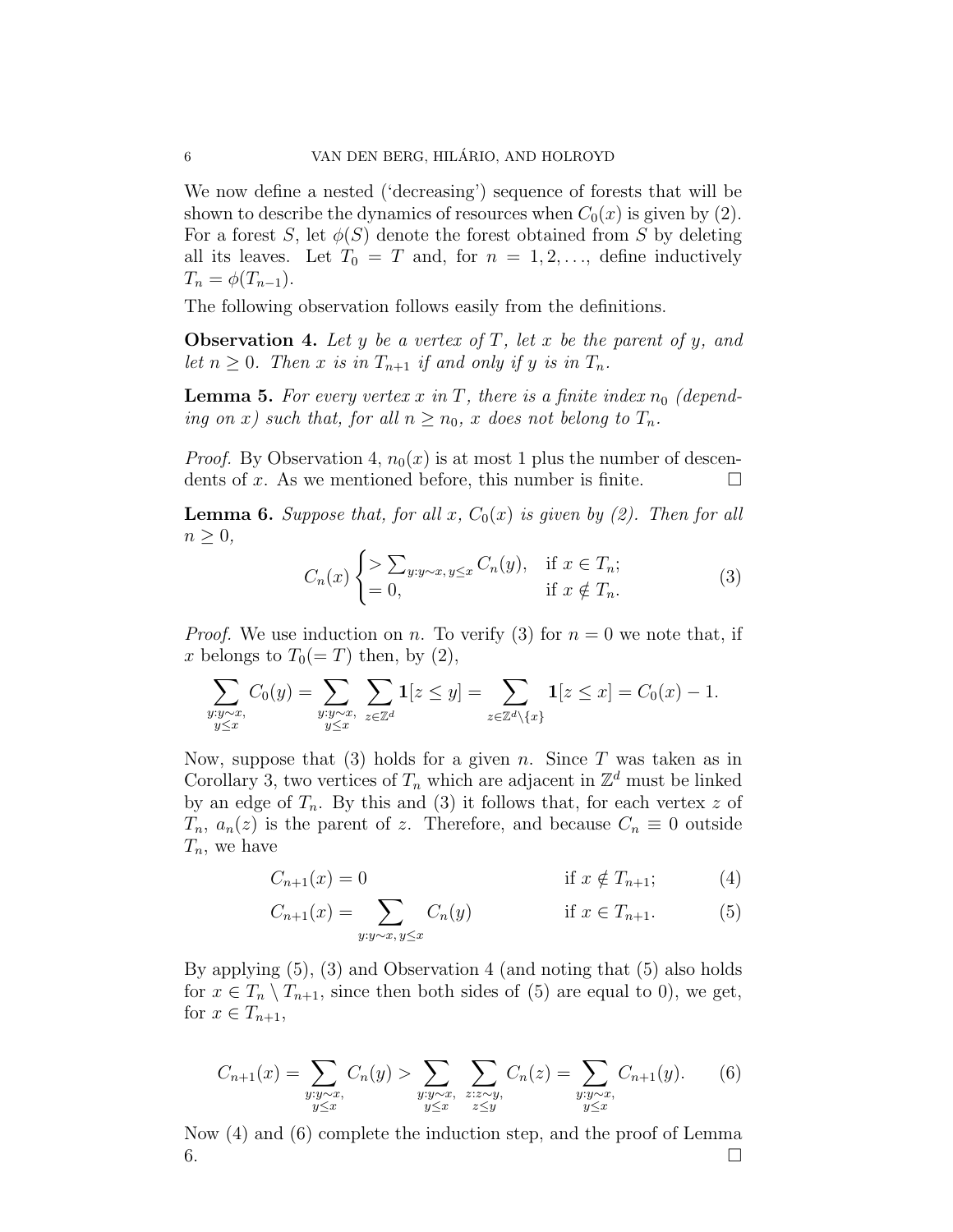We now define a nested ('decreasing') sequence of forests that will be shown to describe the dynamics of resources when $C_0(x)$ is given by (2). For a forest $S$, let $\phi(S)$ denote the forest obtained from $S$ by deleting all its leaves. Let $T_0 = T$ and, for $n = 1, 2, \ldots$, define inductively $T_n = \phi(T_{n-1})$.

The following observation follows easily from the definitions.

**Observation 4.** *Let $y$ be a vertex of $T$, let $x$ be the parent of $y$, and let $n \geq 0$. Then $x$ is in $T_{n+1}$ if and only if $y$ is in $T_n$.*

**Lemma 5.** *For every vertex $x$ in $T$, there is a finite index $n_0$ (depending on $x$) such that, for all $n \geq n_0$, $x$ does not belong to $T_n$.*

*Proof.* By Observation 4, $n_0(x)$ is at most 1 plus the number of descendents of $x$. As we mentioned before, this number is finite. $\square$

**Lemma 6.** *Suppose that, for all $x$, $C_0(x)$ is given by (2). Then for all $n \geq 0$,*

$$C_n(x) \begin{cases} > \sum_{y: y \sim x, y \leq x} C_n(y), & \text{if } x \in T_n; \\ = 0, & \text{if } x \notin T_n. \end{cases} \tag{3}$$

*Proof.* We use induction on $n$. To verify (3) for $n = 0$ we note that, if $x$ belongs to $T_0 (= T)$ then, by (2),

$$\sum_{\substack{y: y \sim x, \\ y \leq x}} C_0(y) = \sum_{\substack{y: y \sim x, \\ y \leq x}} \sum_{z \in \mathbb{Z}^d} \mathbf{1}[z \leq y] = \sum_{z \in \mathbb{Z}^d \setminus \{x\}} \mathbf{1}[z \leq x] = C_0(x) - 1.$$

Now, suppose that (3) holds for a given $n$. Since $T$ was taken as in Corollary 3, two vertices of $T_n$ which are adjacent in $\mathbb{Z}^d$ must be linked by an edge of $T_n$. By this and (3) it follows that, for each vertex $z$ of $T_n$, $a_n(z)$ is the parent of $z$. Therefore, and because $C_n \equiv 0$ outside $T_n$, we have

$$C_{n+1}(x) = 0 \qquad \text{if } x \notin T_{n+1}; \tag{4}$$

$$C_{n+1}(x) = \sum_{y: y \sim x, y \leq x} C_n(y) \qquad \text{if } x \in T_{n+1}. \tag{5}$$

By applying (5), (3) and Observation 4 (and noting that (5) also holds for $x \in T_n \setminus T_{n+1}$, since then both sides of (5) are equal to 0), we get, for $x \in T_{n+1}$,

$$C_{n+1}(x) = \sum_{\substack{y: y \sim x, \\ y \leq x}} C_n(y) > \sum_{\substack{y: y \sim x, \\ y \leq x}} \sum_{\substack{z: z \sim y, \\ z \leq y}} C_n(z) = \sum_{\substack{y: y \sim x, \\ y \leq x}} C_{n+1}(y). \tag{6}$$

Now (4) and (6) complete the induction step, and the proof of Lemma 6. $\square$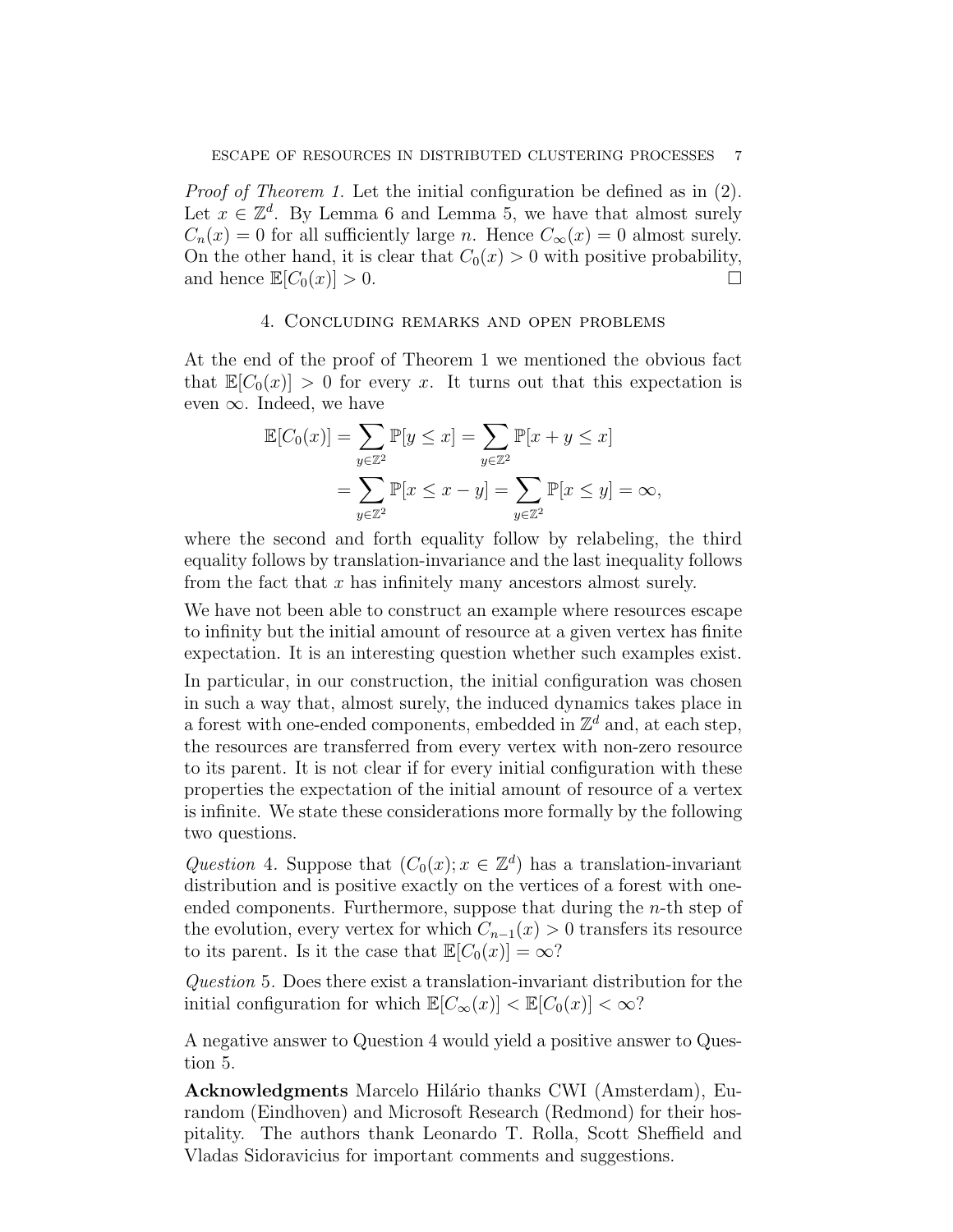*Proof of Theorem 1.* Let the initial configuration be defined as in (2). Let $x \in \mathbb{Z}^d$. By Lemma 6 and Lemma 5, we have that almost surely $C_n(x) = 0$ for all sufficiently large $n$. Hence $C_\infty(x) = 0$ almost surely. On the other hand, it is clear that $C_0(x) > 0$ with positive probability, and hence $\mathbb{E}[C_0(x)] > 0$. □

## 4. Concluding remarks and open problems

At the end of the proof of Theorem 1 we mentioned the obvious fact that $\mathbb{E}[C_0(x)] > 0$ for every $x$. It turns out that this expectation is even $\infty$. Indeed, we have

$$
\begin{aligned}
\mathbb{E}[C_0(x)] &= \sum_{y \in \mathbb{Z}^2} \mathbb{P}[y \leq x] = \sum_{y \in \mathbb{Z}^2} \mathbb{P}[x + y \leq x] \\
&= \sum_{y \in \mathbb{Z}^2} \mathbb{P}[x \leq x - y] = \sum_{y \in \mathbb{Z}^2} \mathbb{P}[x \leq y] = \infty,
\end{aligned}
$$

where the second and forth equality follow by relabeling, the third equality follows by translation-invariance and the last inequality follows from the fact that $x$ has infinitely many ancestors almost surely.

We have not been able to construct an example where resources escape to infinity but the initial amount of resource at a given vertex has finite expectation. It is an interesting question whether such examples exist.

In particular, in our construction, the initial configuration was chosen in such a way that, almost surely, the induced dynamics takes place in a forest with one-ended components, embedded in $\mathbb{Z}^d$ and, at each step, the resources are transferred from every vertex with non-zero resource to its parent. It is not clear if for every initial configuration with these properties the expectation of the initial amount of resource of a vertex is infinite. We state these considerations more formally by the following two questions.

*Question* 4. Suppose that $(C_0(x); x \in \mathbb{Z}^d)$ has a translation-invariant distribution and is positive exactly on the vertices of a forest with one-ended components. Furthermore, suppose that during the $n$-th step of the evolution, every vertex for which $C_{n-1}(x) > 0$ transfers its resource to its parent. Is it the case that $\mathbb{E}[C_0(x)] = \infty$?

*Question* 5. Does there exist a translation-invariant distribution for the initial configuration for which $\mathbb{E}[C_\infty(x)] < \mathbb{E}[C_0(x)] < \infty$?

A negative answer to Question 4 would yield a positive answer to Question 5.

**Acknowledgments** Marcelo Hilário thanks CWI (Amsterdam), Eurandom (Eindhoven) and Microsoft Research (Redmond) for their hospitality. The authors thank Leonardo T. Rolla, Scott Sheffield and Vladas Sidoravicius for important comments and suggestions.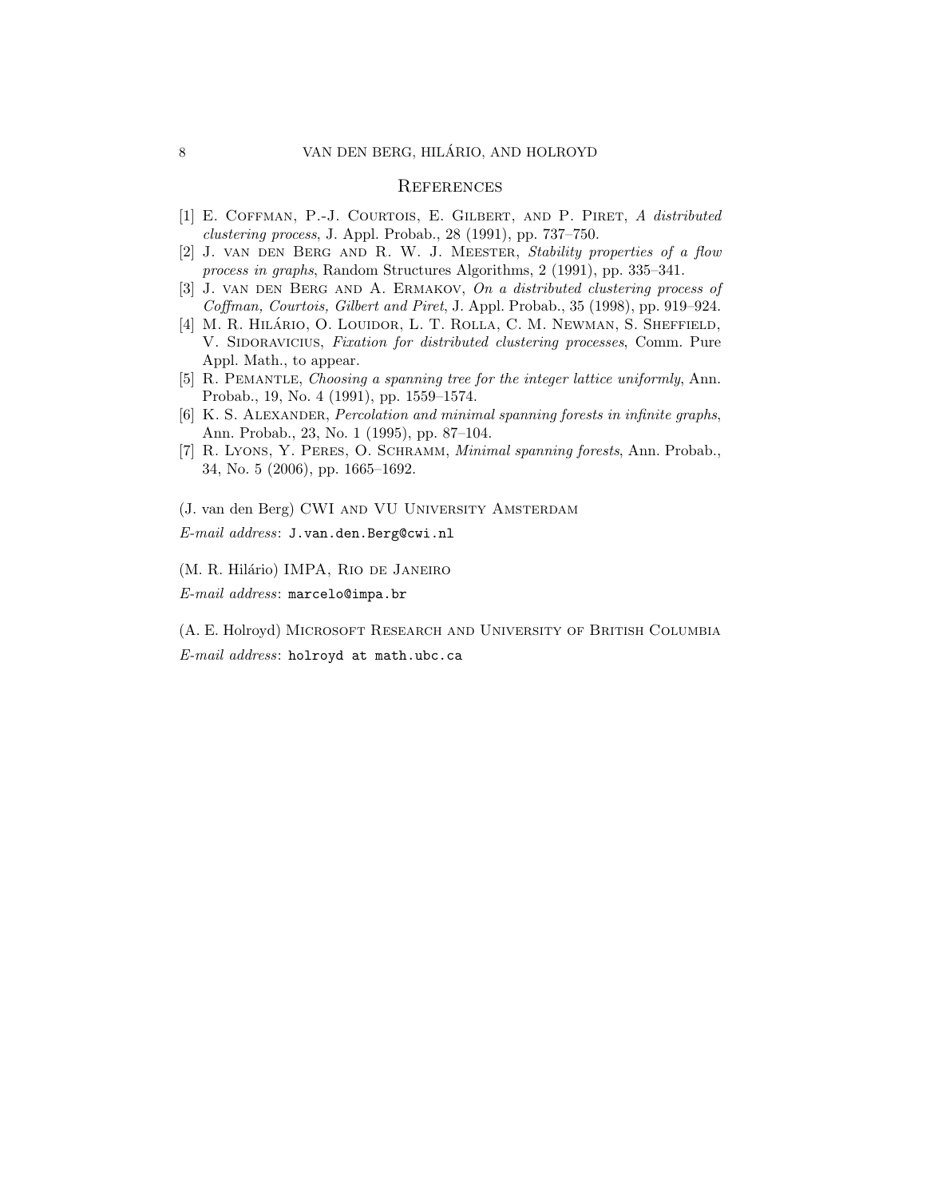## References

[1] E. Coffman, P.-J. Courtois, E. Gilbert, and P. Piret, *A distributed clustering process*, J. Appl. Probab., 28 (1991), pp. 737–750.

[2] J. van den Berg and R. W. J. Meester, *Stability properties of a flow process in graphs*, Random Structures Algorithms, 2 (1991), pp. 335–341.

[3] J. van den Berg and A. Ermakov, *On a distributed clustering process of Coffman, Courtois, Gilbert and Piret*, J. Appl. Probab., 35 (1998), pp. 919–924.

[4] M. R. Hilário, O. Louidor, L. T. Rolla, C. M. Newman, S. Sheffield, V. Sidoravicius, *Fixation for distributed clustering processes*, Comm. Pure Appl. Math., to appear.

[5] R. Pemantle, *Choosing a spanning tree for the integer lattice uniformly*, Ann. Probab., 19, No. 4 (1991), pp. 1559–1574.

[6] K. S. Alexander, *Percolation and minimal spanning forests in infinite graphs*, Ann. Probab., 23, No. 1 (1995), pp. 87–104.

[7] R. Lyons, Y. Peres, O. Schramm, *Minimal spanning forests*, Ann. Probab., 34, No. 5 (2006), pp. 1665–1692.

(J. van den Berg) CWI and VU University Amsterdam

*E-mail address*: J.van.den.Berg@cwi.nl

(M. R. Hilário) IMPA, Rio de Janeiro

*E-mail address*: marcelo@impa.br

(A. E. Holroyd) Microsoft Research and University of British Columbia

*E-mail address*: holroyd at math.ubc.ca